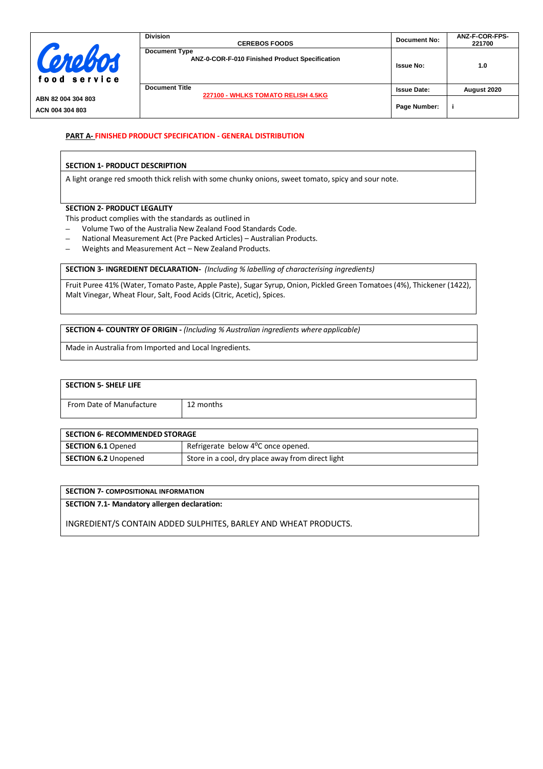| Cerebos food service | Division: CEREBOS FOODS | Document No: | ANZ-F-COR-FPS-221700 |
|---|---|---|---|
| | Document Type: ANZ-0-COR-F-010 Finished Product Specification | Issue No: | 1.0 |
| ABN 82 004 304 803 | Document Title: 227100 - WHLKS TOMATO RELISH 4.5KG | Issue Date: | August 2020 |
| ACN 004 304 803 | | Page Number: | i |

**PART A- FINISHED PRODUCT SPECIFICATION - GENERAL DISTRIBUTION**

**SECTION 1- PRODUCT DESCRIPTION**

A light orange red smooth thick relish with some chunky onions, sweet tomato, spicy and sour note.

**SECTION 2- PRODUCT LEGALITY**

This product complies with the standards as outlined in

- Volume Two of the Australia New Zealand Food Standards Code.
- National Measurement Act (Pre Packed Articles) – Australian Products.
- Weights and Measurement Act – New Zealand Products.

**SECTION 3- INGREDIENT DECLARATION-** *(Including % labelling of characterising ingredients)*

Fruit Puree 41% (Water, Tomato Paste, Apple Paste), Sugar Syrup, Onion, Pickled Green Tomatoes (4%), Thickener (1422), Malt Vinegar, Wheat Flour, Salt, Food Acids (Citric, Acetic), Spices.

**SECTION 4- COUNTRY OF ORIGIN -** *(Including % Australian ingredients where applicable)*

Made in Australia from Imported and Local Ingredients.

| SECTION 5- SHELF LIFE | |
|---|---|
| From Date of Manufacture | 12 months |

| SECTION 6- RECOMMENDED STORAGE | |
|---|---|
| **SECTION 6.1** Opened | Refrigerate below 4$^{o}$C once opened. |
| **SECTION 6.2** Unopened | Store in a cool, dry place away from direct light |

**SECTION 7- COMPOSITIONAL INFORMATION**

**SECTION 7.1- Mandatory allergen declaration:**

INGREDIENT/S CONTAIN ADDED SULPHITES, BARLEY AND WHEAT PRODUCTS.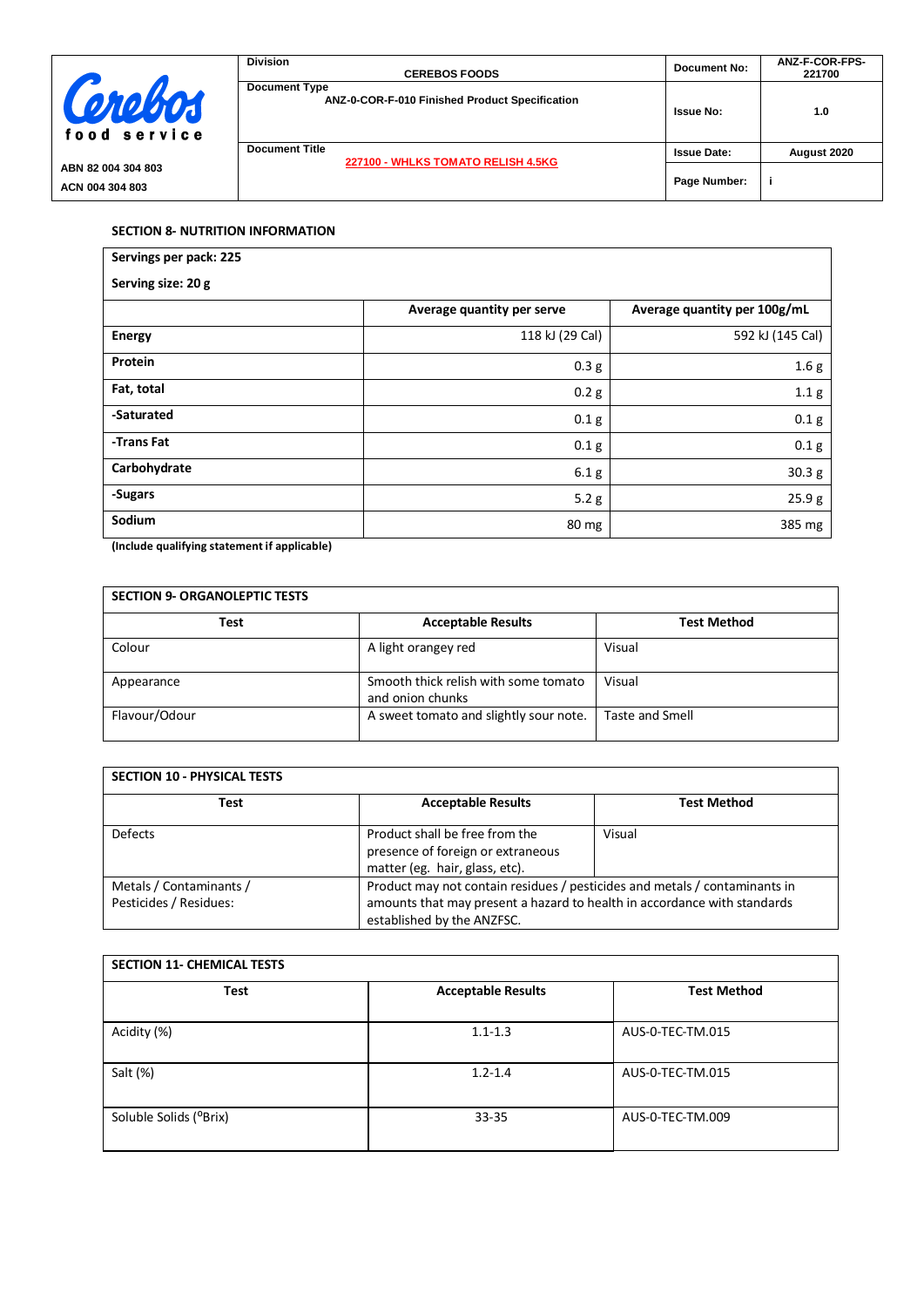## SECTION 8- NUTRITION INFORMATION

| Servings per pack: 225<br>Serving size: 20 g | | |
|---|---|---|
| | **Average quantity per serve** | **Average quantity per 100g/mL** |
| **Energy** | 118 kJ (29 Cal) | 592 kJ (145 Cal) |
| **Protein** | 0.3 g | 1.6 g |
| **Fat, total** | 0.2 g | 1.1 g |
| **-Saturated** | 0.1 g | 0.1 g |
| **-Trans Fat** | 0.1 g | 0.1 g |
| **Carbohydrate** | 6.1 g | 30.3 g |
| **-Sugars** | 5.2 g | 25.9 g |
| **Sodium** | 80 mg | 385 mg |

**(Include qualifying statement if applicable)**

| SECTION 9- ORGANOLEPTIC TESTS | | |
|---|---|---|
| **Test** | **Acceptable Results** | **Test Method** |
| Colour | A light orangey red | Visual |
| Appearance | Smooth thick relish with some tomato and onion chunks | Visual |
| Flavour/Odour | A sweet tomato and slightly sour note. | Taste and Smell |

| SECTION 10 - PHYSICAL TESTS | | |
|---|---|---|
| **Test** | **Acceptable Results** | **Test Method** |
| Defects | Product shall be free from the presence of foreign or extraneous matter (eg. hair, glass, etc). | Visual |
| Metals / Contaminants / Pesticides / Residues: | Product may not contain residues / pesticides and metals / contaminants in amounts that may present a hazard to health in accordance with standards established by the ANZFSC. | |

| SECTION 11- CHEMICAL TESTS | | |
|---|---|---|
| **Test** | **Acceptable Results** | **Test Method** |
| Acidity (%) | 1.1-1.3 | AUS-0-TEC-TM.015 |
| Salt (%) | 1.2-1.4 | AUS-0-TEC-TM.015 |
| Soluble Solids ($^{o}$Brix) | 33-35 | AUS-0-TEC-TM.009 |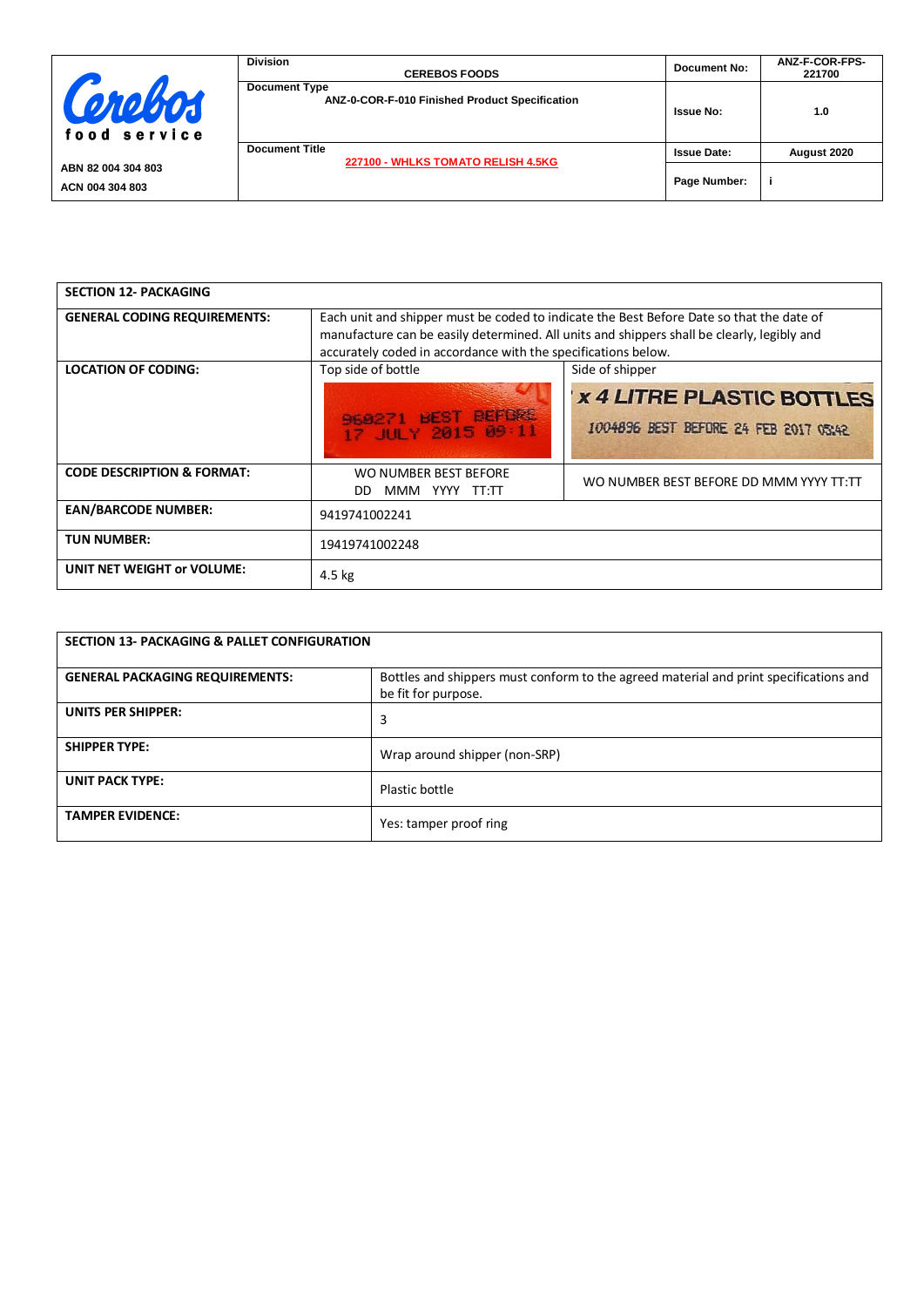| | | | |
|---|---|---|---|
| Cerebos food service<br>ABN 82 004 304 803<br>ACN 004 304 803 | Division<br>CEREBOS FOODS | Document No: | ANZ-F-COR-FPS-221700 |
| | Document Type<br>ANZ-0-COR-F-010 Finished Product Specification | Issue No: | 1.0 |
| | Document Title<br>227100 - WHLKS TOMATO RELISH 4.5KG | Issue Date: | August 2020 |
| | | Page Number: | i |

| SECTION 12- PACKAGING | | |
|---|---|---|
| **GENERAL CODING REQUIREMENTS:** | Each unit and shipper must be coded to indicate the Best Before Date so that the date of manufacture can be easily determined. All units and shippers shall be clearly, legibly and accurately coded in accordance with the specifications below. | |
| **LOCATION OF CODING:** | Top side of bottle<br>960271 BEST BEFORE 17 JULY 2015 09:11 | Side of shipper<br>x 4 LITRE PLASTIC BOTTLES<br>1004896 BEST BEFORE 24 FEB 2017 05:42 |
| **CODE DESCRIPTION & FORMAT:** | WO NUMBER BEST BEFORE DD MMM YYYY TT:TT | WO NUMBER BEST BEFORE DD MMM YYYY TT:TT |
| **EAN/BARCODE NUMBER:** | 9419741002241 | |
| **TUN NUMBER:** | 19419741002248 | |
| **UNIT NET WEIGHT or VOLUME:** | 4.5 kg | |

| SECTION 13- PACKAGING & PALLET CONFIGURATION | |
|---|---|
| **GENERAL PACKAGING REQUIREMENTS:** | Bottles and shippers must conform to the agreed material and print specifications and be fit for purpose. |
| **UNITS PER SHIPPER:** | 3 |
| **SHIPPER TYPE:** | Wrap around shipper (non-SRP) |
| **UNIT PACK TYPE:** | Plastic bottle |
| **TAMPER EVIDENCE:** | Yes: tamper proof ring |